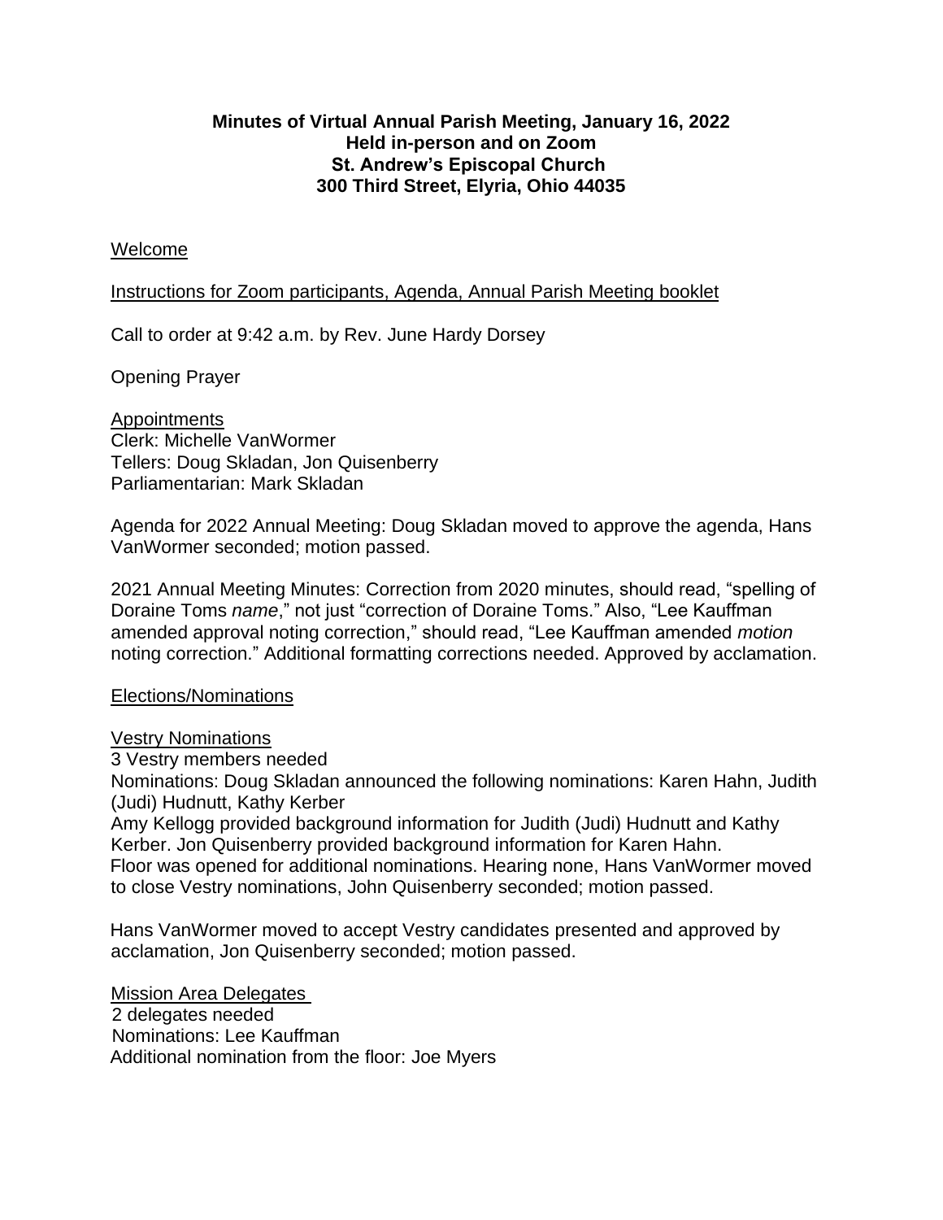**Minutes of Virtual Annual Parish Meeting, January 16, 2022**
**Held in-person and on Zoom**
**St. Andrew's Episcopal Church**
**300 Third Street, Elyria, Ohio 44035**

<u>Welcome</u>

<u>Instructions for Zoom participants, Agenda, Annual Parish Meeting booklet</u>

Call to order at 9:42 a.m. by Rev. June Hardy Dorsey

Opening Prayer

<u>Appointments</u>
Clerk: Michelle VanWormer
Tellers: Doug Skladan, Jon Quisenberry
Parliamentarian: Mark Skladan

Agenda for 2022 Annual Meeting: Doug Skladan moved to approve the agenda, Hans VanWormer seconded; motion passed.

2021 Annual Meeting Minutes: Correction from 2020 minutes, should read, "spelling of Doraine Toms *name*," not just "correction of Doraine Toms." Also, "Lee Kauffman amended approval noting correction," should read, "Lee Kauffman amended *motion* noting correction." Additional formatting corrections needed. Approved by acclamation.

<u>Elections/Nominations</u>

<u>Vestry Nominations</u>
3 Vestry members needed
Nominations: Doug Skladan announced the following nominations: Karen Hahn, Judith (Judi) Hudnutt, Kathy Kerber
Amy Kellogg provided background information for Judith (Judi) Hudnutt and Kathy Kerber. Jon Quisenberry provided background information for Karen Hahn.
Floor was opened for additional nominations. Hearing none, Hans VanWormer moved to close Vestry nominations, John Quisenberry seconded; motion passed.

Hans VanWormer moved to accept Vestry candidates presented and approved by acclamation, Jon Quisenberry seconded; motion passed.

<u>Mission Area Delegates</u>
2 delegates needed
Nominations: Lee Kauffman
Additional nomination from the floor: Joe Myers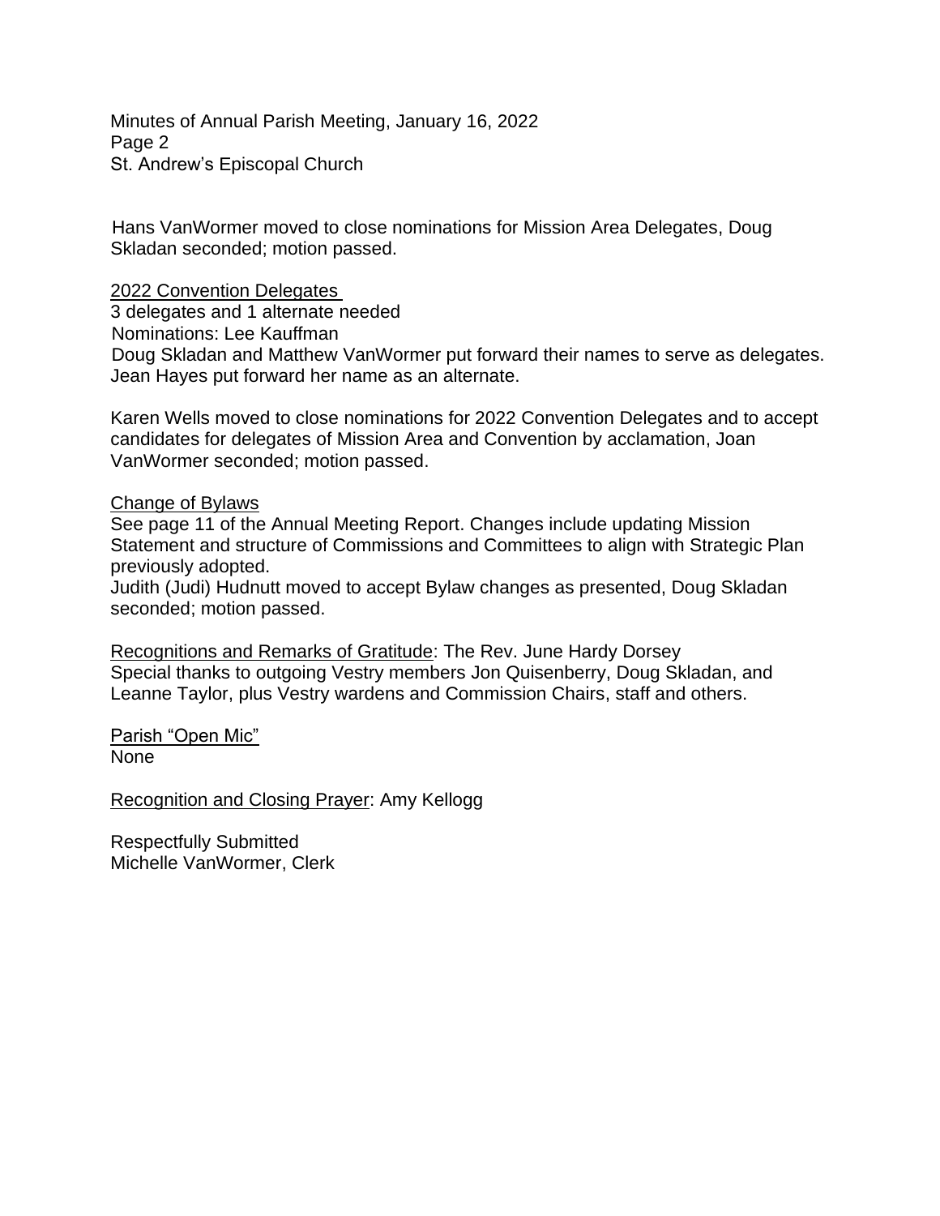Hans VanWormer moved to close nominations for Mission Area Delegates, Doug Skladan seconded; motion passed.

<u>2022 Convention Delegates</u>
3 delegates and 1 alternate needed
Nominations: Lee Kauffman
Doug Skladan and Matthew VanWormer put forward their names to serve as delegates. Jean Hayes put forward her name as an alternate.

Karen Wells moved to close nominations for 2022 Convention Delegates and to accept candidates for delegates of Mission Area and Convention by acclamation, Joan VanWormer seconded; motion passed.

<u>Change of Bylaws</u>
See page 11 of the Annual Meeting Report. Changes include updating Mission Statement and structure of Commissions and Committees to align with Strategic Plan previously adopted.
Judith (Judi) Hudnutt moved to accept Bylaw changes as presented, Doug Skladan seconded; motion passed.

<u>Recognitions and Remarks of Gratitude</u>: The Rev. June Hardy Dorsey
Special thanks to outgoing Vestry members Jon Quisenberry, Doug Skladan, and Leanne Taylor, plus Vestry wardens and Commission Chairs, staff and others.

<u>Parish "Open Mic"</u>
None

<u>Recognition and Closing Prayer</u>: Amy Kellogg

Respectfully Submitted
Michelle VanWormer, Clerk